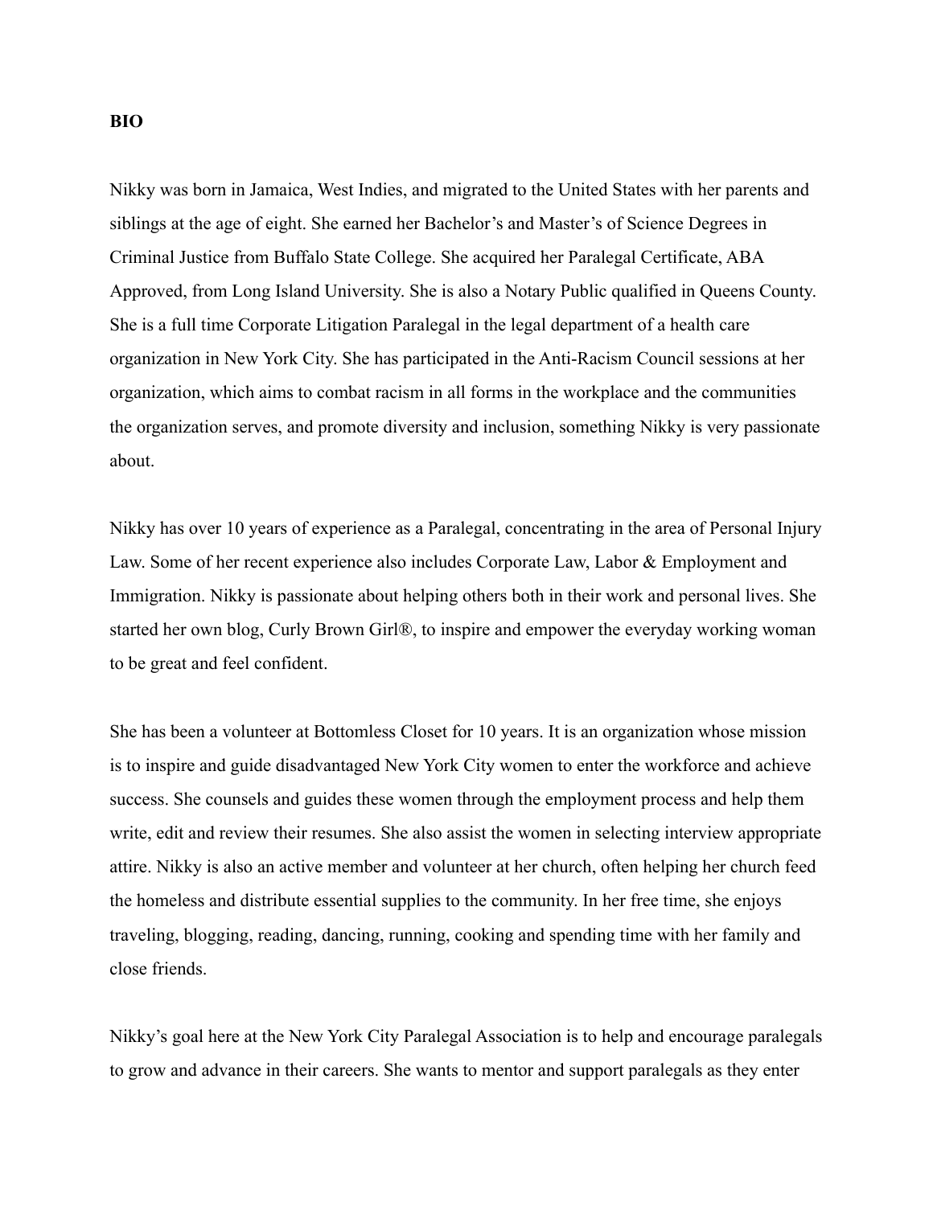**BIO**

Nikky was born in Jamaica, West Indies, and migrated to the United States with her parents and siblings at the age of eight. She earned her Bachelor's and Master's of Science Degrees in Criminal Justice from Buffalo State College. She acquired her Paralegal Certificate, ABA Approved, from Long Island University. She is also a Notary Public qualified in Queens County. She is a full time Corporate Litigation Paralegal in the legal department of a health care organization in New York City. She has participated in the Anti-Racism Council sessions at her organization, which aims to combat racism in all forms in the workplace and the communities the organization serves, and promote diversity and inclusion, something Nikky is very passionate about.

Nikky has over 10 years of experience as a Paralegal, concentrating in the area of Personal Injury Law. Some of her recent experience also includes Corporate Law, Labor & Employment and Immigration. Nikky is passionate about helping others both in their work and personal lives. She started her own blog, Curly Brown Girl®, to inspire and empower the everyday working woman to be great and feel confident.

She has been a volunteer at Bottomless Closet for 10 years. It is an organization whose mission is to inspire and guide disadvantaged New York City women to enter the workforce and achieve success. She counsels and guides these women through the employment process and help them write, edit and review their resumes. She also assist the women in selecting interview appropriate attire. Nikky is also an active member and volunteer at her church, often helping her church feed the homeless and distribute essential supplies to the community. In her free time, she enjoys traveling, blogging, reading, dancing, running, cooking and spending time with her family and close friends.

Nikky's goal here at the New York City Paralegal Association is to help and encourage paralegals to grow and advance in their careers. She wants to mentor and support paralegals as they enter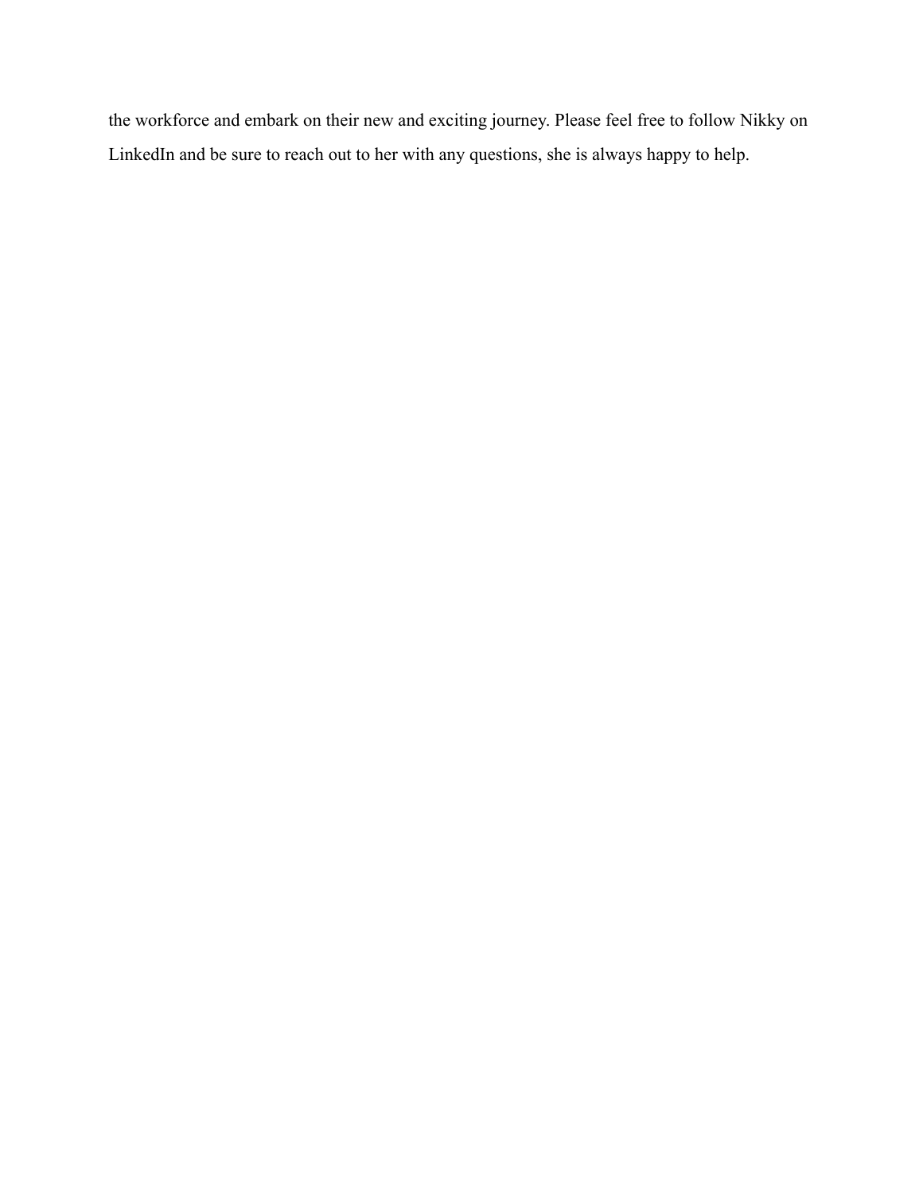the workforce and embark on their new and exciting journey. Please feel free to follow Nikky on LinkedIn and be sure to reach out to her with any questions, she is always happy to help.